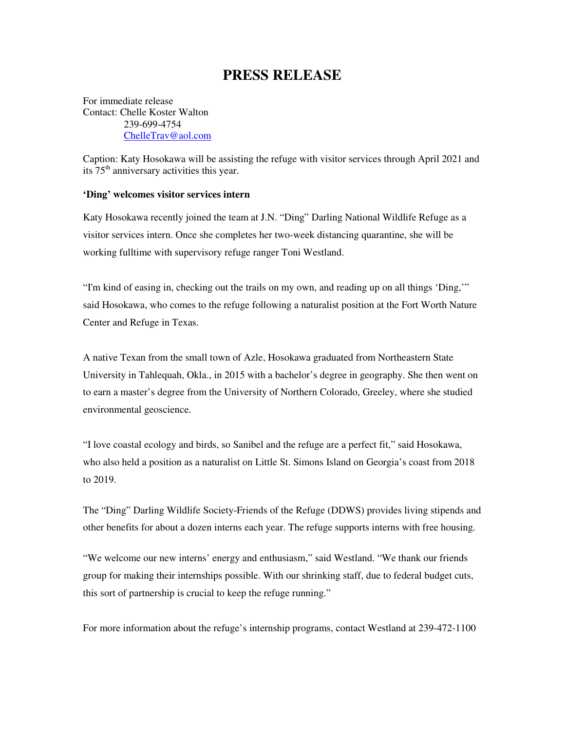# PRESS RELEASE

For immediate release
Contact: Chelle Koster Walton
239-699-4754
ChelleTrav@aol.com

Caption: Katy Hosokawa will be assisting the refuge with visitor services through April 2021 and its 75th anniversary activities this year.

**'Ding' welcomes visitor services intern**

Katy Hosokawa recently joined the team at J.N. "Ding" Darling National Wildlife Refuge as a visitor services intern. Once she completes her two-week distancing quarantine, she will be working fulltime with supervisory refuge ranger Toni Westland.

"I'm kind of easing in, checking out the trails on my own, and reading up on all things 'Ding,'" said Hosokawa, who comes to the refuge following a naturalist position at the Fort Worth Nature Center and Refuge in Texas.

A native Texan from the small town of Azle, Hosokawa graduated from Northeastern State University in Tahlequah, Okla., in 2015 with a bachelor's degree in geography. She then went on to earn a master's degree from the University of Northern Colorado, Greeley, where she studied environmental geoscience.

"I love coastal ecology and birds, so Sanibel and the refuge are a perfect fit," said Hosokawa, who also held a position as a naturalist on Little St. Simons Island on Georgia's coast from 2018 to 2019.

The "Ding" Darling Wildlife Society-Friends of the Refuge (DDWS) provides living stipends and other benefits for about a dozen interns each year. The refuge supports interns with free housing.

"We welcome our new interns' energy and enthusiasm," said Westland. "We thank our friends group for making their internships possible. With our shrinking staff, due to federal budget cuts, this sort of partnership is crucial to keep the refuge running."

For more information about the refuge's internship programs, contact Westland at 239-472-1100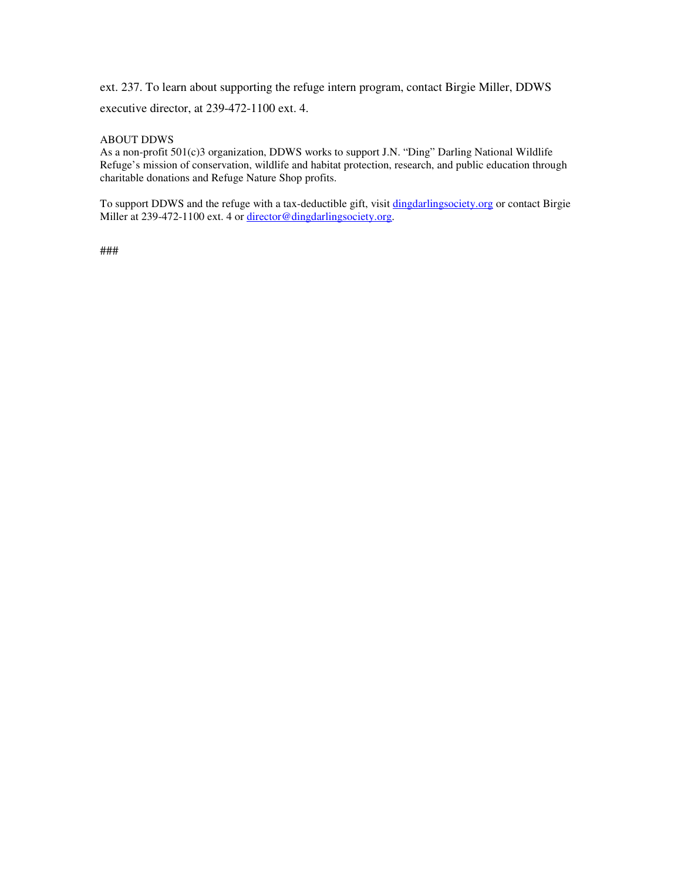ext. 237. To learn about supporting the refuge intern program, contact Birgie Miller, DDWS executive director, at 239-472-1100 ext. 4.

ABOUT DDWS
As a non-profit 501(c)3 organization, DDWS works to support J.N. "Ding" Darling National Wildlife Refuge's mission of conservation, wildlife and habitat protection, research, and public education through charitable donations and Refuge Nature Shop profits.

To support DDWS and the refuge with a tax-deductible gift, visit dingdarlingsociety.org or contact Birgie Miller at 239-472-1100 ext. 4 or director@dingdarlingsociety.org.

###